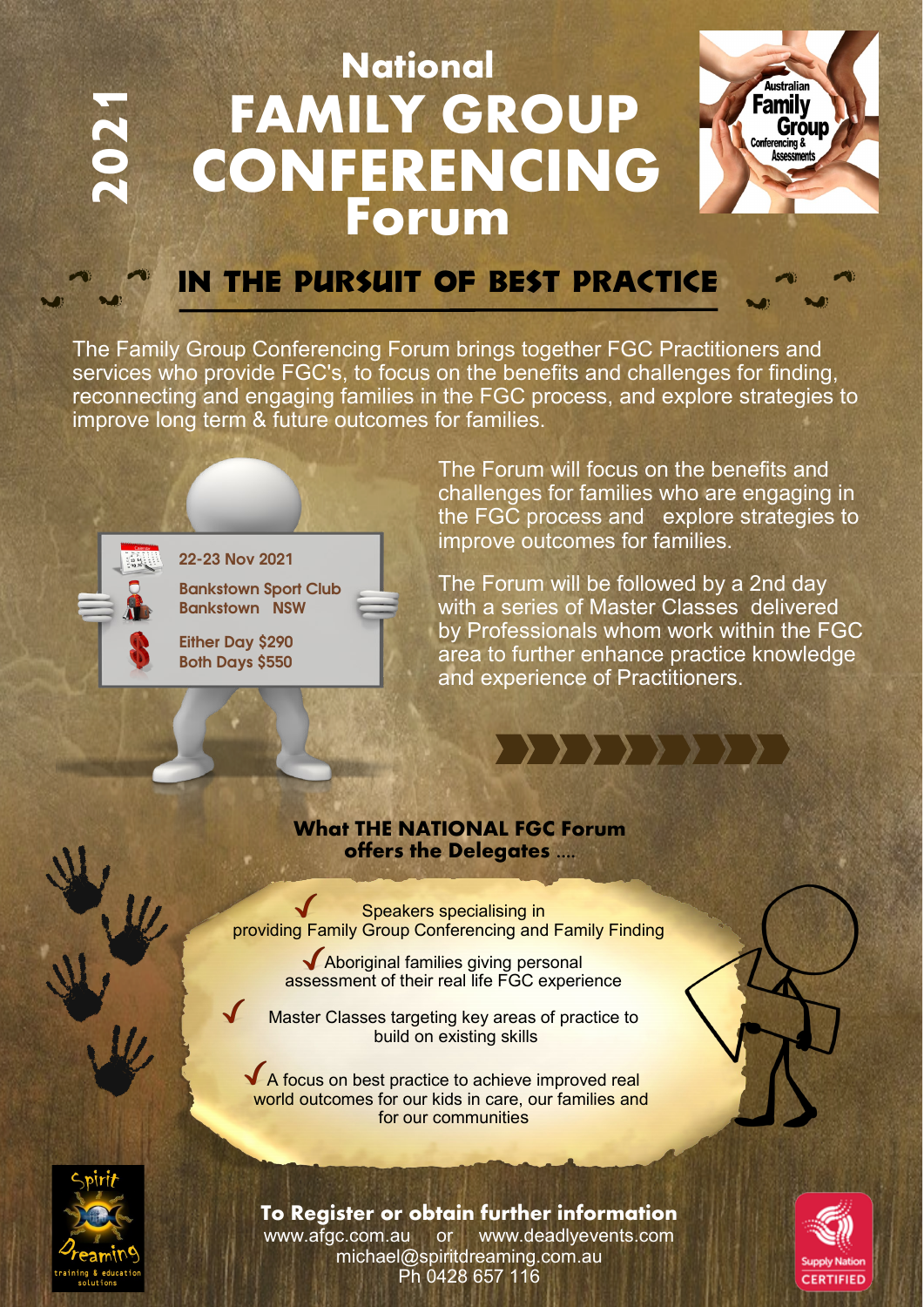2021

# National FAMILY GROUP CONFERENCING Forum

Australian Family Group Conferencing & Assessments

## IN THE PURSUIT OF BEST PRACTICE

The Family Group Conferencing Forum brings together FGC Practitioners and services who provide FGC's, to focus on the benefits and challenges for finding, reconnecting and engaging families in the FGC process, and explore strategies to improve long term & future outcomes for families.

**22-23 Nov 2021**

**Bankstown Sport Club**
**Bankstown NSW**

**Either Day $290**
**Both Days $550**

The Forum will focus on the benefits and challenges for families who are engaging in the FGC process and explore strategies to improve outcomes for families.

The Forum will be followed by a 2nd day with a series of Master Classes delivered by Professionals whom work within the FGC area to further enhance practice knowledge and experience of Practitioners.

### What THE NATIONAL FGC Forum offers the Delegates ....

- ✓ Speakers specialising in providing Family Group Conferencing and Family Finding
- ✓ Aboriginal families giving personal assessment of their real life FGC experience
- ✓ Master Classes targeting key areas of practice to build on existing skills
- ✓ A focus on best practice to achieve improved real world outcomes for our kids in care, our families and for our communities

### To Register or obtain further information

www.afgc.com.au or www.deadlyevents.com
michael@spiritdreaming.com.au
Ph 0428 657 116

Spirit Dreaming training & education solutions

Supply Nation CERTIFIED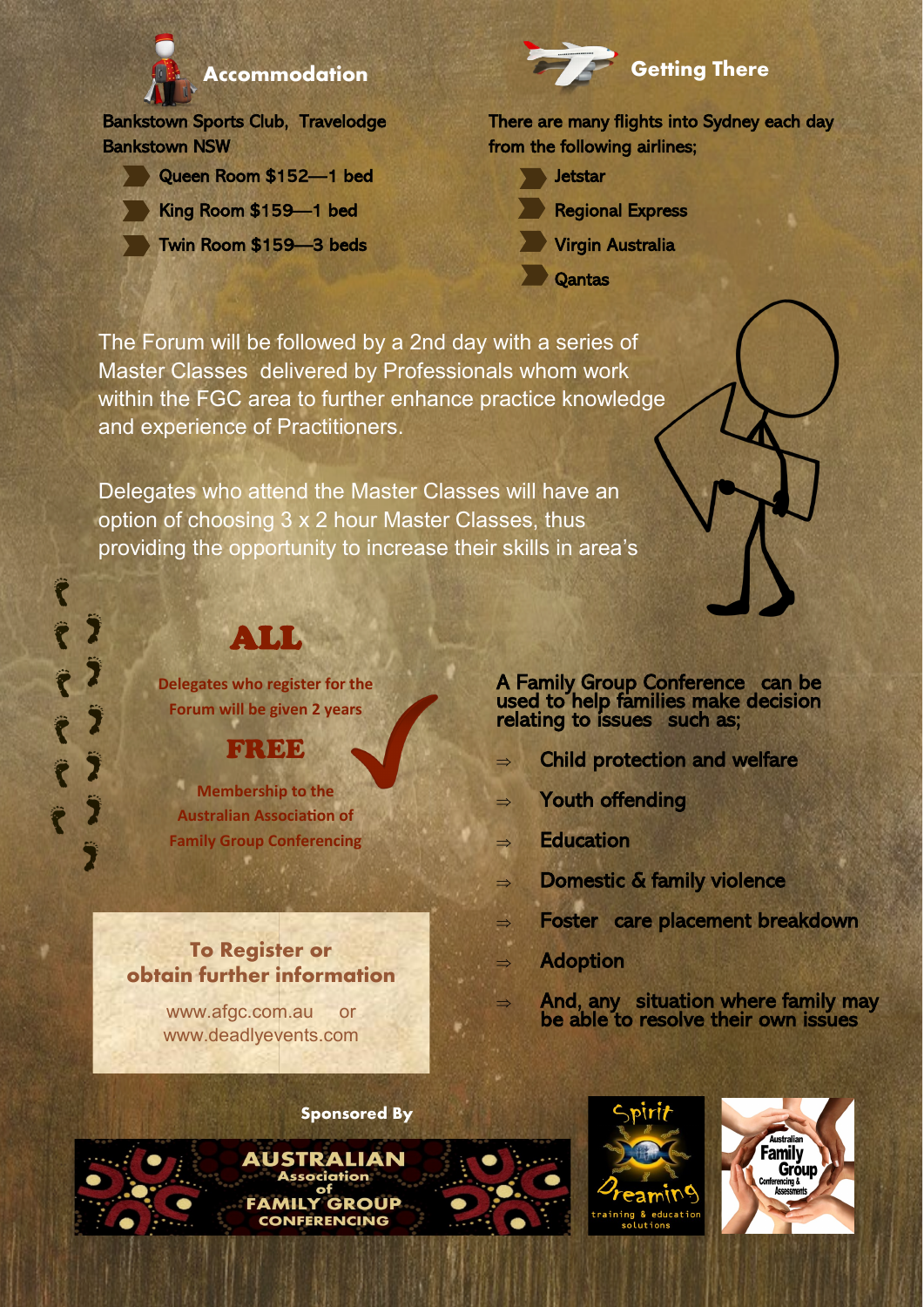## Accommodation

Bankstown Sports Club, Travelodge Bankstown NSW

- Queen Room $152—1 bed
- King Room $159—1 bed
- Twin Room $159—3 beds

## Getting There

There are many flights into Sydney each day from the following airlines;

- Jetstar
- Regional Express
- Virgin Australia
- Qantas

The Forum will be followed by a 2nd day with a series of Master Classes delivered by Professionals whom work within the FGC area to further enhance practice knowledge and experience of Practitioners.

Delegates who attend the Master Classes will have an option of choosing 3 x 2 hour Master Classes, thus providing the opportunity to increase their skills in area's

## ALL

Delegates who register for the Forum will be given 2 years

**FREE**

Membership to the Australian Association of Family Group Conferencing

A Family Group Conference can be used to help families make decision relating to issues such as;

- Child protection and welfare
- Youth offending
- Education
- Domestic & family violence
- Foster care placement breakdown
- Adoption
- And, any situation where family may be able to resolve their own issues

**To Register or obtain further information**

www.afgc.com.au or www.deadlyevents.com

**Sponsored By**

AUSTRALIAN Association of FAMILY GROUP CONFERENCING

Spirit Dreaming training & education solutions

Australian Family Group Conferencing & Assessments